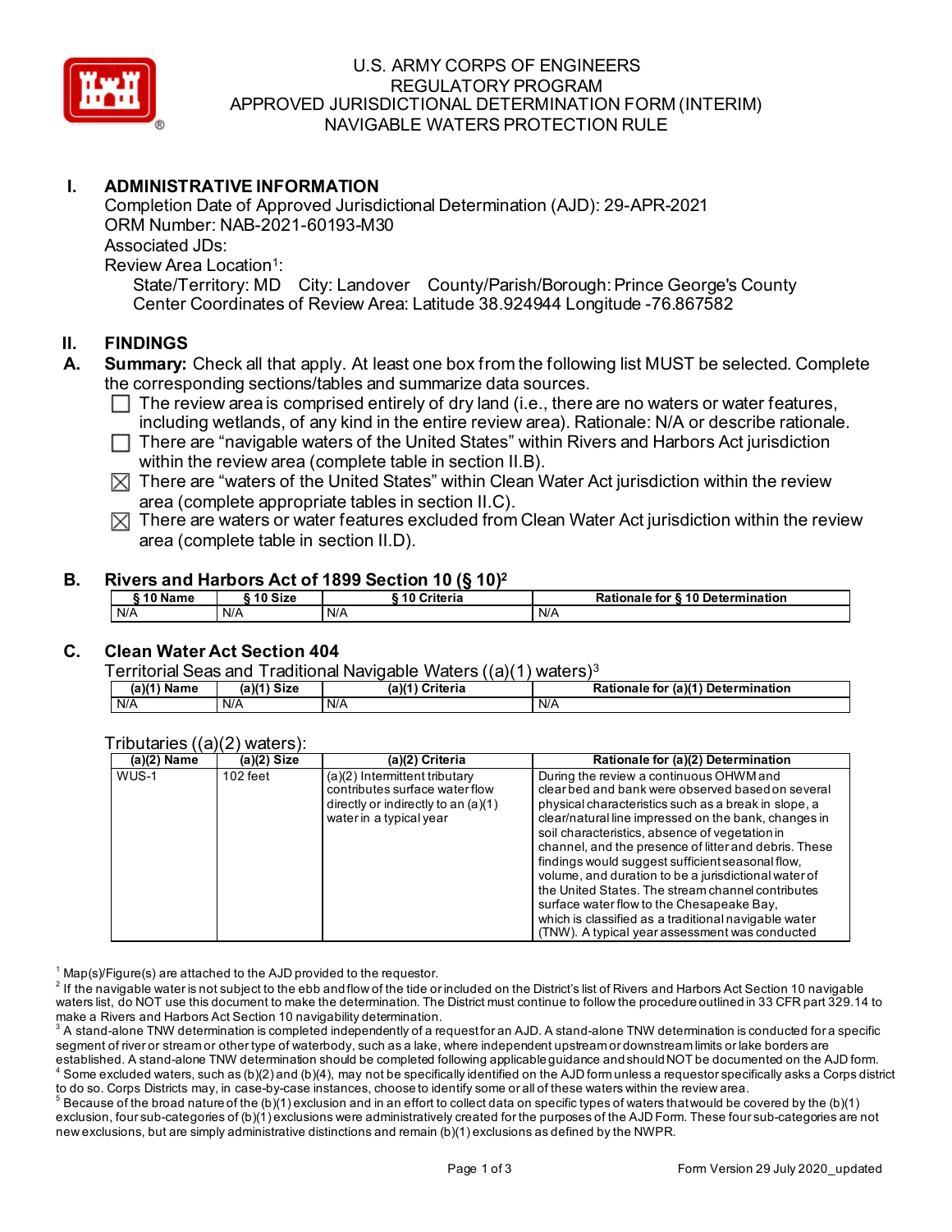U.S. ARMY CORPS OF ENGINEERS
REGULATORY PROGRAM
APPROVED JURISDICTIONAL DETERMINATION FORM (INTERIM)
NAVIGABLE WATERS PROTECTION RULE

## I. ADMINISTRATIVE INFORMATION

Completion Date of Approved Jurisdictional Determination (AJD): 29-APR-2021
ORM Number: NAB-2021-60193-M30
Associated JDs:
Review Area Location[1]:
State/Territory: MD City: Landover County/Parish/Borough: Prince George's County
Center Coordinates of Review Area: Latitude 38.924944 Longitude -76.867582

## II. FINDINGS

**A. Summary:** Check all that apply. At least one box from the following list MUST be selected. Complete the corresponding sections/tables and summarize data sources.

- ☐ The review area is comprised entirely of dry land (i.e., there are no waters or water features, including wetlands, of any kind in the entire review area). Rationale: N/A or describe rationale.
- ☐ There are "navigable waters of the United States" within Rivers and Harbors Act jurisdiction within the review area (complete table in section II.B).
- ☒ There are "waters of the United States" within Clean Water Act jurisdiction within the review area (complete appropriate tables in section II.C).
- ☒ There are waters or water features excluded from Clean Water Act jurisdiction within the review area (complete table in section II.D).

### B. Rivers and Harbors Act of 1899 Section 10 (§ 10)[2]

| § 10 Name | § 10 Size | § 10 Criteria | Rationale for § 10 Determination |
|---|---|---|---|
| N/A | N/A | N/A | N/A |

### C. Clean Water Act Section 404

Territorial Seas and Traditional Navigable Waters ((a)(1) waters)[3]

| (a)(1) Name | (a)(1) Size | (a)(1) Criteria | Rationale for (a)(1) Determination |
|---|---|---|---|
| N/A | N/A | N/A | N/A |

Tributaries ((a)(2) waters):

| (a)(2) Name | (a)(2) Size | (a)(2) Criteria | Rationale for (a)(2) Determination |
|---|---|---|---|
| WUS-1 | 102 feet | (a)(2) Intermittent tributary contributes surface water flow directly or indirectly to an (a)(1) water in a typical year | During the review a continuous OHWM and clear bed and bank were observed based on several physical characteristics such as a break in slope, a clear/natural line impressed on the bank, changes in soil characteristics, absence of vegetation in channel, and the presence of litter and debris. These findings would suggest sufficient seasonal flow, volume, and duration to be a jurisdictional water of the United States. The stream channel contributes surface water flow to the Chesapeake Bay, which is classified as a traditional navigable water (TNW). A typical year assessment was conducted |

[1] Map(s)/Figure(s) are attached to the AJD provided to the requestor.
[2] If the navigable water is not subject to the ebb and flow of the tide or included on the District's list of Rivers and Harbors Act Section 10 navigable waters list, do NOT use this document to make the determination. The District must continue to follow the procedure outlined in 33 CFR part 329.14 to make a Rivers and Harbors Act Section 10 navigability determination.
[3] A stand-alone TNW determination is completed independently of a request for an AJD. A stand-alone TNW determination is conducted for a specific segment of river or stream or other type of waterbody, such as a lake, where independent upstream or downstream limits or lake borders are established. A stand-alone TNW determination should be completed following applicable guidance and should NOT be documented on the AJD form.
[4] Some excluded waters, such as (b)(2) and (b)(4), may not be specifically identified on the AJD form unless a requestor specifically asks a Corps district to do so. Corps Districts may, in case-by-case instances, choose to identify some or all of these waters within the review area.
[5] Because of the broad nature of the (b)(1) exclusion and in an effort to collect data on specific types of waters that would be covered by the (b)(1) exclusion, four sub-categories of (b)(1) exclusions were administratively created for the purposes of the AJD Form. These four sub-categories are not new exclusions, but are simply administrative distinctions and remain (b)(1) exclusions as defined by the NWPR.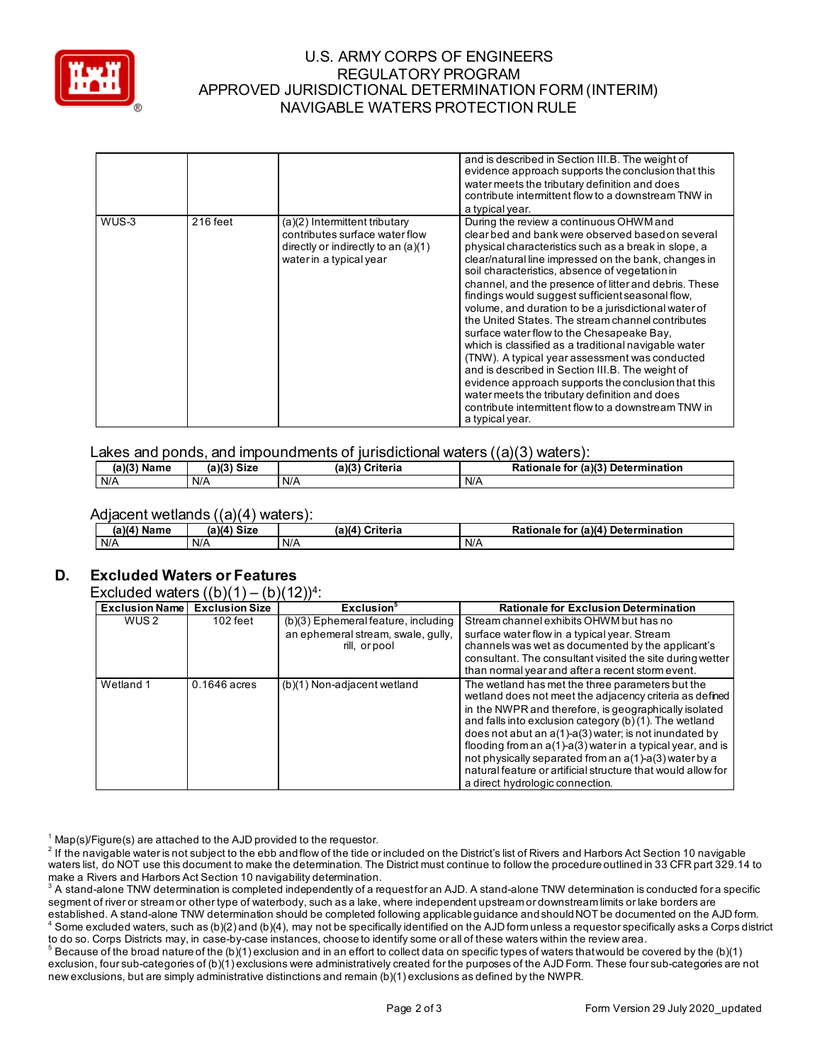| | | | |
|---|---|---|---|
| | | | and is described in Section III.B. The weight of evidence approach supports the conclusion that this water meets the tributary definition and does contribute intermittent flow to a downstream TNW in a typical year. |
| WUS-3 | 216 feet | (a)(2) Intermittent tributary contributes surface water flow directly or indirectly to an (a)(1) water in a typical year | During the review a continuous OHWM and clear bed and bank were observed based on several physical characteristics such as a break in slope, a clear/natural line impressed on the bank, changes in soil characteristics, absence of vegetation in channel, and the presence of litter and debris. These findings would suggest sufficient seasonal flow, volume, and duration to be a jurisdictional water of the United States. The stream channel contributes surface water flow to the Chesapeake Bay, which is classified as a traditional navigable water (TNW). A typical year assessment was conducted and is described in Section III.B. The weight of evidence approach supports the conclusion that this water meets the tributary definition and does contribute intermittent flow to a downstream TNW in a typical year. |

Lakes and ponds, and impoundments of jurisdictional waters ((a)(3) waters):

| (a)(3) Name | (a)(3) Size | (a)(3) Criteria | Rationale for (a)(3) Determination |
|---|---|---|---|
| N/A | N/A | N/A | N/A |

Adjacent wetlands ((a)(4) waters):

| (a)(4) Name | (a)(4) Size | (a)(4) Criteria | Rationale for (a)(4) Determination |
|---|---|---|---|
| N/A | N/A | N/A | N/A |

## D. Excluded Waters or Features

Excluded waters ((b)(1) – (b)(12))[4]:

| Exclusion Name | Exclusion Size | Exclusion[5] | Rationale for Exclusion Determination |
|---|---|---|---|
| WUS 2 | 102 feet | (b)(3) Ephemeral feature, including an ephemeral stream, swale, gully, rill, or pool | Stream channel exhibits OHWM but has no surface water flow in a typical year. Stream channels was wet as documented by the applicant's consultant. The consultant visited the site during wetter than normal year and after a recent storm event. |
| Wetland 1 | 0.1646 acres | (b)(1) Non-adjacent wetland | The wetland has met the three parameters but the wetland does not meet the adjacency criteria as defined in the NWPR and therefore, is geographically isolated and falls into exclusion category (b)(1). The wetland does not abut an a(1)-a(3) water; is not inundated by flooding from an a(1)-a(3) water in a typical year, and is not physically separated from an a(1)-a(3) water by a natural feature or artificial structure that would allow for a direct hydrologic connection. |

[1] Map(s)/Figure(s) are attached to the AJD provided to the requestor.

[2] If the navigable water is not subject to the ebb and flow of the tide or included on the District's list of Rivers and Harbors Act Section 10 navigable waters list, do NOT use this document to make the determination. The District must continue to follow the procedure outlined in 33 CFR part 329.14 to make a Rivers and Harbors Act Section 10 navigability determination.

[3] A stand-alone TNW determination is completed independently of a request for an AJD. A stand-alone TNW determination is conducted for a specific segment of river or stream or other type of waterbody, such as a lake, where independent upstream or downstream limits or lake borders are established. A stand-alone TNW determination should be completed following applicable guidance and should NOT be documented on the AJD form.

[4] Some excluded waters, such as (b)(2) and (b)(4), may not be specifically identified on the AJD form unless a requestor specifically asks a Corps district to do so. Corps Districts may, in case-by-case instances, choose to identify some or all of these waters within the review area.

[5] Because of the broad nature of the (b)(1) exclusion and in an effort to collect data on specific types of waters that would be covered by the (b)(1) exclusion, four sub-categories of (b)(1) exclusions were administratively created for the purposes of the AJD Form. These four sub-categories are not new exclusions, but are simply administrative distinctions and remain (b)(1) exclusions as defined by the NWPR.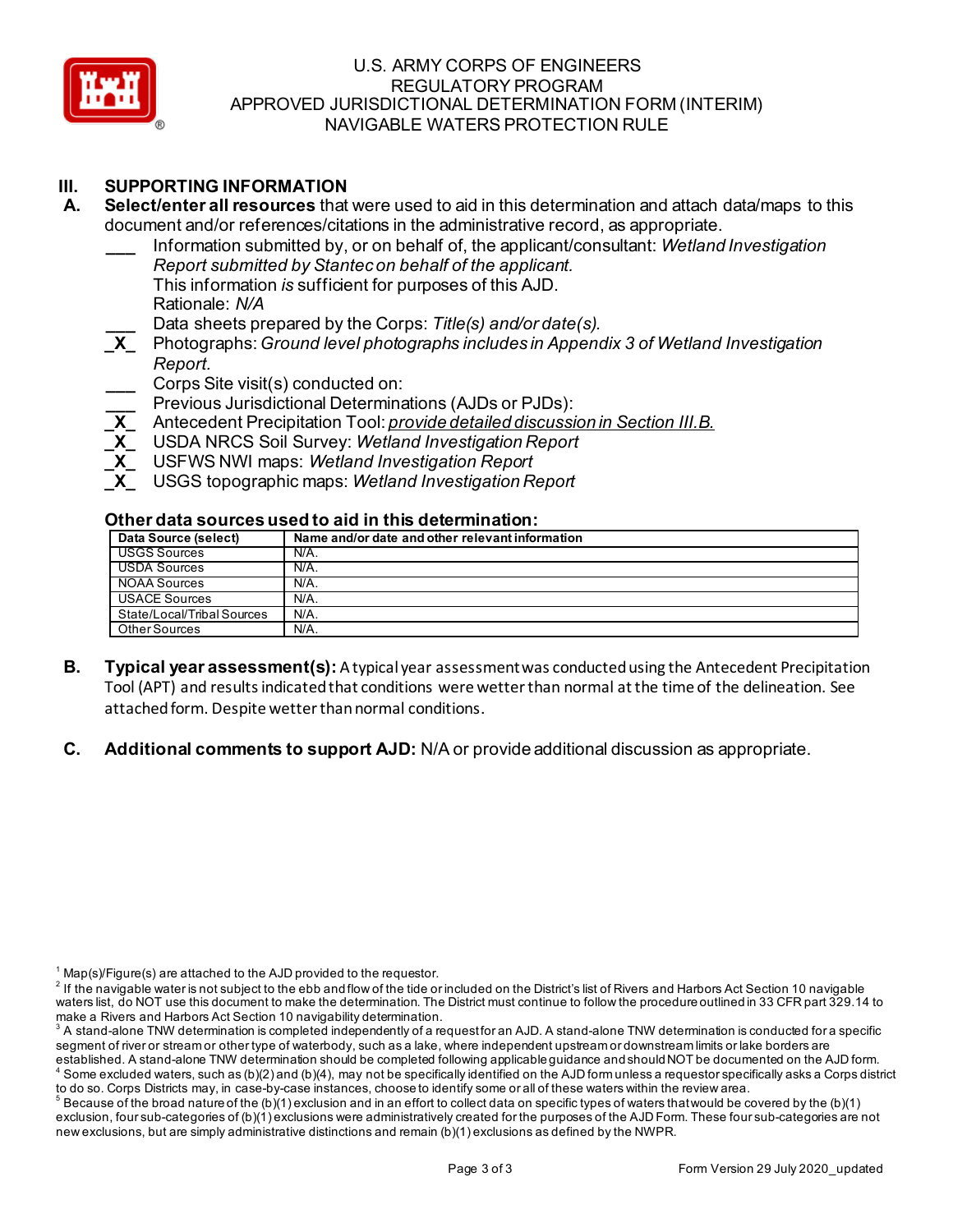U.S. ARMY CORPS OF ENGINEERS
REGULATORY PROGRAM
APPROVED JURISDICTIONAL DETERMINATION FORM (INTERIM)
NAVIGABLE WATERS PROTECTION RULE

## III. SUPPORTING INFORMATION

**A. Select/enter all resources** that were used to aid in this determination and attach data/maps to this document and/or references/citations in the administrative record, as appropriate.

\_\_\_ Information submitted by, or on behalf of, the applicant/consultant: *Wetland Investigation Report submitted by Stantec on behalf of the applicant.*
This information *is* sufficient for purposes of this AJD.
Rationale: *N/A*

\_\_\_ Data sheets prepared by the Corps: *Title(s) and/or date(s).*

\_X\_ Photographs: *Ground level photographs includes in Appendix 3 of Wetland Investigation Report.*

\_\_\_ Corps Site visit(s) conducted on:

\_\_\_ Previous Jurisdictional Determinations (AJDs or PJDs):

\_X\_ Antecedent Precipitation Tool: *provide detailed discussion in Section III.B.*

\_X\_ USDA NRCS Soil Survey: *Wetland Investigation Report*

\_X\_ USFWS NWI maps: *Wetland Investigation Report*

\_X\_ USGS topographic maps: *Wetland Investigation Report*

**Other data sources used to aid in this determination:**

| Data Source (select) | Name and/or date and other relevant information |
|---|---|
| USGS Sources | N/A. |
| USDA Sources | N/A. |
| NOAA Sources | N/A. |
| USACE Sources | N/A. |
| State/Local/Tribal Sources | N/A. |
| Other Sources | N/A. |

**B. Typical year assessment(s):** A typical year assessment was conducted using the Antecedent Precipitation Tool (APT) and results indicated that conditions were wetter than normal at the time of the delineation. See attached form. Despite wetter than normal conditions.

**C. Additional comments to support AJD:** N/A or provide additional discussion as appropriate.

[1] Map(s)/Figure(s) are attached to the AJD provided to the requestor.
[2] If the navigable water is not subject to the ebb and flow of the tide or included on the District's list of Rivers and Harbors Act Section 10 navigable waters list, do NOT use this document to make the determination. The District must continue to follow the procedure outlined in 33 CFR part 329.14 to make a Rivers and Harbors Act Section 10 navigability determination.
[3] A stand-alone TNW determination is completed independently of a request for an AJD. A stand-alone TNW determination is conducted for a specific segment of river or stream or other type of waterbody, such as a lake, where independent upstream or downstream limits or lake borders are established. A stand-alone TNW determination should be completed following applicable guidance and should NOT be documented on the AJD form.
[4] Some excluded waters, such as (b)(2) and (b)(4), may not be specifically identified on the AJD form unless a requestor specifically asks a Corps district to do so. Corps Districts may, in case-by-case instances, choose to identify some or all of these waters within the review area.
[5] Because of the broad nature of the (b)(1) exclusion and in an effort to collect data on specific types of waters that would be covered by the (b)(1) exclusion, four sub-categories of (b)(1) exclusions were administratively created for the purposes of the AJD Form. These four sub-categories are not new exclusions, but are simply administrative distinctions and remain (b)(1) exclusions as defined by the NWPR.

Form Version 29 July 2020_updated